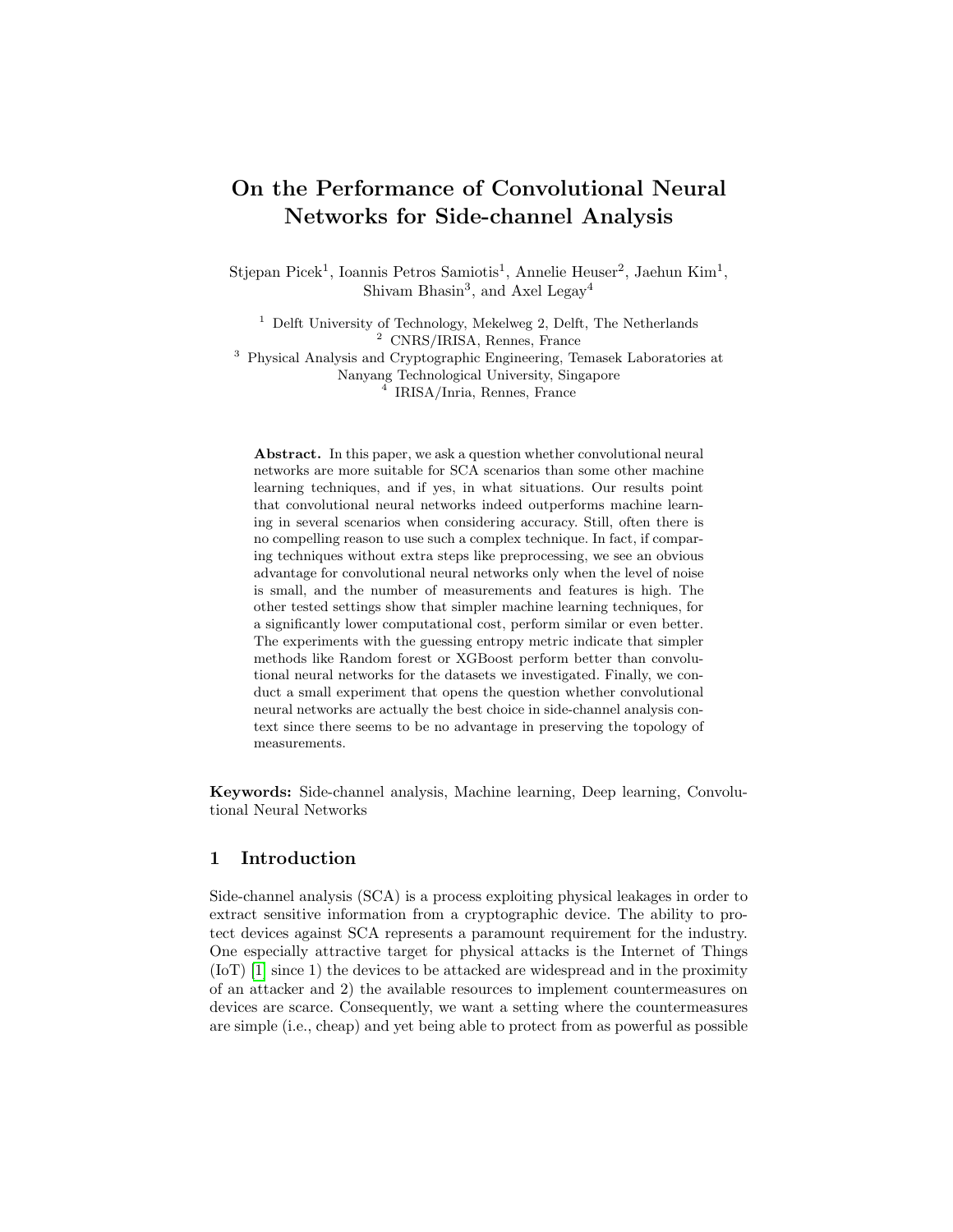# On the Performance of Convolutional Neural Networks for Side-channel Analysis

Stjepan Picek[1], Ioannis Petros Samiotis[1], Annelie Heuser[2], Jaehun Kim[1], Shivam Bhasin[3], and Axel Legay[4]

[1] Delft University of Technology, Mekelweg 2, Delft, The Netherlands
[2] CNRS/IRISA, Rennes, France
[3] Physical Analysis and Cryptographic Engineering, Temasek Laboratories at Nanyang Technological University, Singapore
[4] IRISA/Inria, Rennes, France

**Abstract.** In this paper, we ask a question whether convolutional neural networks are more suitable for SCA scenarios than some other machine learning techniques, and if yes, in what situations. Our results point that convolutional neural networks indeed outperforms machine learning in several scenarios when considering accuracy. Still, often there is no compelling reason to use such a complex technique. In fact, if comparing techniques without extra steps like preprocessing, we see an obvious advantage for convolutional neural networks only when the level of noise is small, and the number of measurements and features is high. The other tested settings show that simpler machine learning techniques, for a significantly lower computational cost, perform similar or even better. The experiments with the guessing entropy metric indicate that simpler methods like Random forest or XGBoost perform better than convolutional neural networks for the datasets we investigated. Finally, we conduct a small experiment that opens the question whether convolutional neural networks are actually the best choice in side-channel analysis context since there seems to be no advantage in preserving the topology of measurements.

**Keywords:** Side-channel analysis, Machine learning, Deep learning, Convolutional Neural Networks

## 1 Introduction

Side-channel analysis (SCA) is a process exploiting physical leakages in order to extract sensitive information from a cryptographic device. The ability to protect devices against SCA represents a paramount requirement for the industry. One especially attractive target for physical attacks is the Internet of Things (IoT) [1] since 1) the devices to be attacked are widespread and in the proximity of an attacker and 2) the available resources to implement countermeasures on devices are scarce. Consequently, we want a setting where the countermeasures are simple (i.e., cheap) and yet being able to protect from as powerful as possible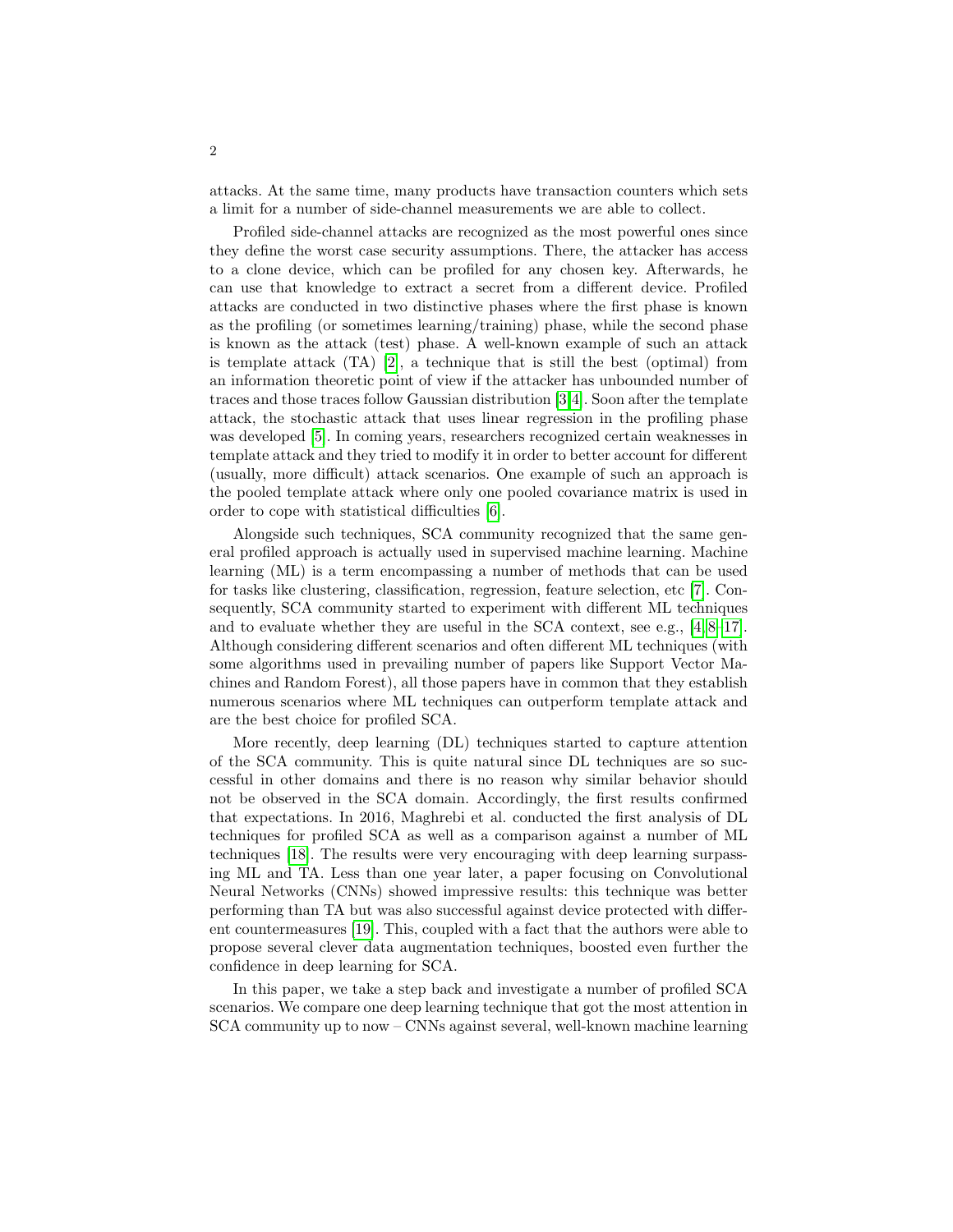attacks. At the same time, many products have transaction counters which sets a limit for a number of side-channel measurements we are able to collect.

Profiled side-channel attacks are recognized as the most powerful ones since they define the worst case security assumptions. There, the attacker has access to a clone device, which can be profiled for any chosen key. Afterwards, he can use that knowledge to extract a secret from a different device. Profiled attacks are conducted in two distinctive phases where the first phase is known as the profiling (or sometimes learning/training) phase, while the second phase is known as the attack (test) phase. A well-known example of such an attack is template attack (TA) [2], a technique that is still the best (optimal) from an information theoretic point of view if the attacker has unbounded number of traces and those traces follow Gaussian distribution [3,4]. Soon after the template attack, the stochastic attack that uses linear regression in the profiling phase was developed [5]. In coming years, researchers recognized certain weaknesses in template attack and they tried to modify it in order to better account for different (usually, more difficult) attack scenarios. One example of such an approach is the pooled template attack where only one pooled covariance matrix is used in order to cope with statistical difficulties [6].

Alongside such techniques, SCA community recognized that the same general profiled approach is actually used in supervised machine learning. Machine learning (ML) is a term encompassing a number of methods that can be used for tasks like clustering, classification, regression, feature selection, etc [7]. Consequently, SCA community started to experiment with different ML techniques and to evaluate whether they are useful in the SCA context, see e.g., [4,8–17]. Although considering different scenarios and often different ML techniques (with some algorithms used in prevailing number of papers like Support Vector Machines and Random Forest), all those papers have in common that they establish numerous scenarios where ML techniques can outperform template attack and are the best choice for profiled SCA.

More recently, deep learning (DL) techniques started to capture attention of the SCA community. This is quite natural since DL techniques are so successful in other domains and there is no reason why similar behavior should not be observed in the SCA domain. Accordingly, the first results confirmed that expectations. In 2016, Maghrebi et al. conducted the first analysis of DL techniques for profiled SCA as well as a comparison against a number of ML techniques [18]. The results were very encouraging with deep learning surpassing ML and TA. Less than one year later, a paper focusing on Convolutional Neural Networks (CNNs) showed impressive results: this technique was better performing than TA but was also successful against device protected with different countermeasures [19]. This, coupled with a fact that the authors were able to propose several clever data augmentation techniques, boosted even further the confidence in deep learning for SCA.

In this paper, we take a step back and investigate a number of profiled SCA scenarios. We compare one deep learning technique that got the most attention in SCA community up to now – CNNs against several, well-known machine learning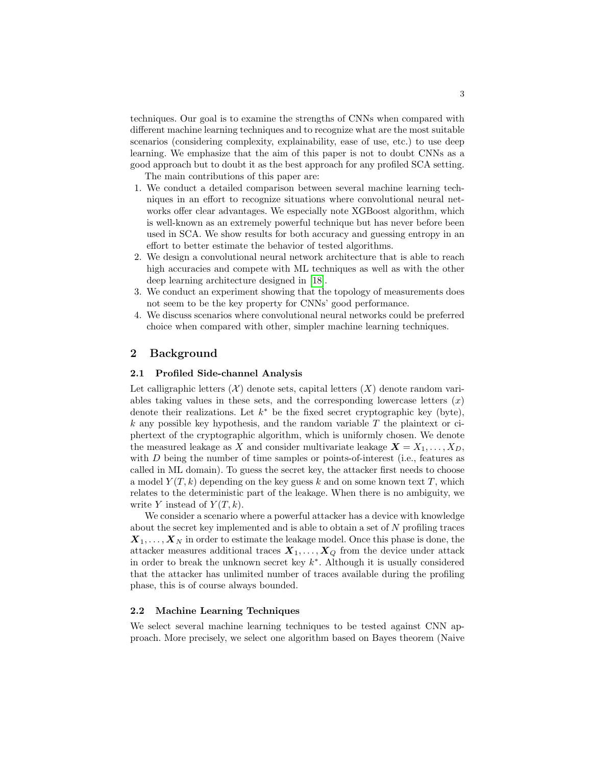techniques. Our goal is to examine the strengths of CNNs when compared with different machine learning techniques and to recognize what are the most suitable scenarios (considering complexity, explainability, ease of use, etc.) to use deep learning. We emphasize that the aim of this paper is not to doubt CNNs as a good approach but to doubt it as the best approach for any profiled SCA setting.

The main contributions of this paper are:

1. We conduct a detailed comparison between several machine learning techniques in an effort to recognize situations where convolutional neural networks offer clear advantages. We especially note XGBoost algorithm, which is well-known as an extremely powerful technique but has never before been used in SCA. We show results for both accuracy and guessing entropy in an effort to better estimate the behavior of tested algorithms.
2. We design a convolutional neural network architecture that is able to reach high accuracies and compete with ML techniques as well as with the other deep learning architecture designed in [18].
3. We conduct an experiment showing that the topology of measurements does not seem to be the key property for CNNs' good performance.
4. We discuss scenarios where convolutional neural networks could be preferred choice when compared with other, simpler machine learning techniques.

## 2 Background

### 2.1 Profiled Side-channel Analysis

Let calligraphic letters ($\mathcal{X}$) denote sets, capital letters ($X$) denote random variables taking values in these sets, and the corresponding lowercase letters ($x$) denote their realizations. Let $k^*$ be the fixed secret cryptographic key (byte), $k$ any possible key hypothesis, and the random variable $T$ the plaintext or ciphertext of the cryptographic algorithm, which is uniformly chosen. We denote the measured leakage as $X$ and consider multivariate leakage $\boldsymbol{X} = X_1, \ldots, X_D$, with $D$ being the number of time samples or points-of-interest (i.e., features as called in ML domain). To guess the secret key, the attacker first needs to choose a model $Y(T, k)$ depending on the key guess $k$ and on some known text $T$, which relates to the deterministic part of the leakage. When there is no ambiguity, we write $Y$ instead of $Y(T, k)$.

We consider a scenario where a powerful attacker has a device with knowledge about the secret key implemented and is able to obtain a set of $N$ profiling traces $\boldsymbol{X}_1, \ldots, \boldsymbol{X}_N$ in order to estimate the leakage model. Once this phase is done, the attacker measures additional traces $\boldsymbol{X}_1, \ldots, \boldsymbol{X}_Q$ from the device under attack in order to break the unknown secret key $k^*$. Although it is usually considered that the attacker has unlimited number of traces available during the profiling phase, this is of course always bounded.

### 2.2 Machine Learning Techniques

We select several machine learning techniques to be tested against CNN approach. More precisely, we select one algorithm based on Bayes theorem (Naive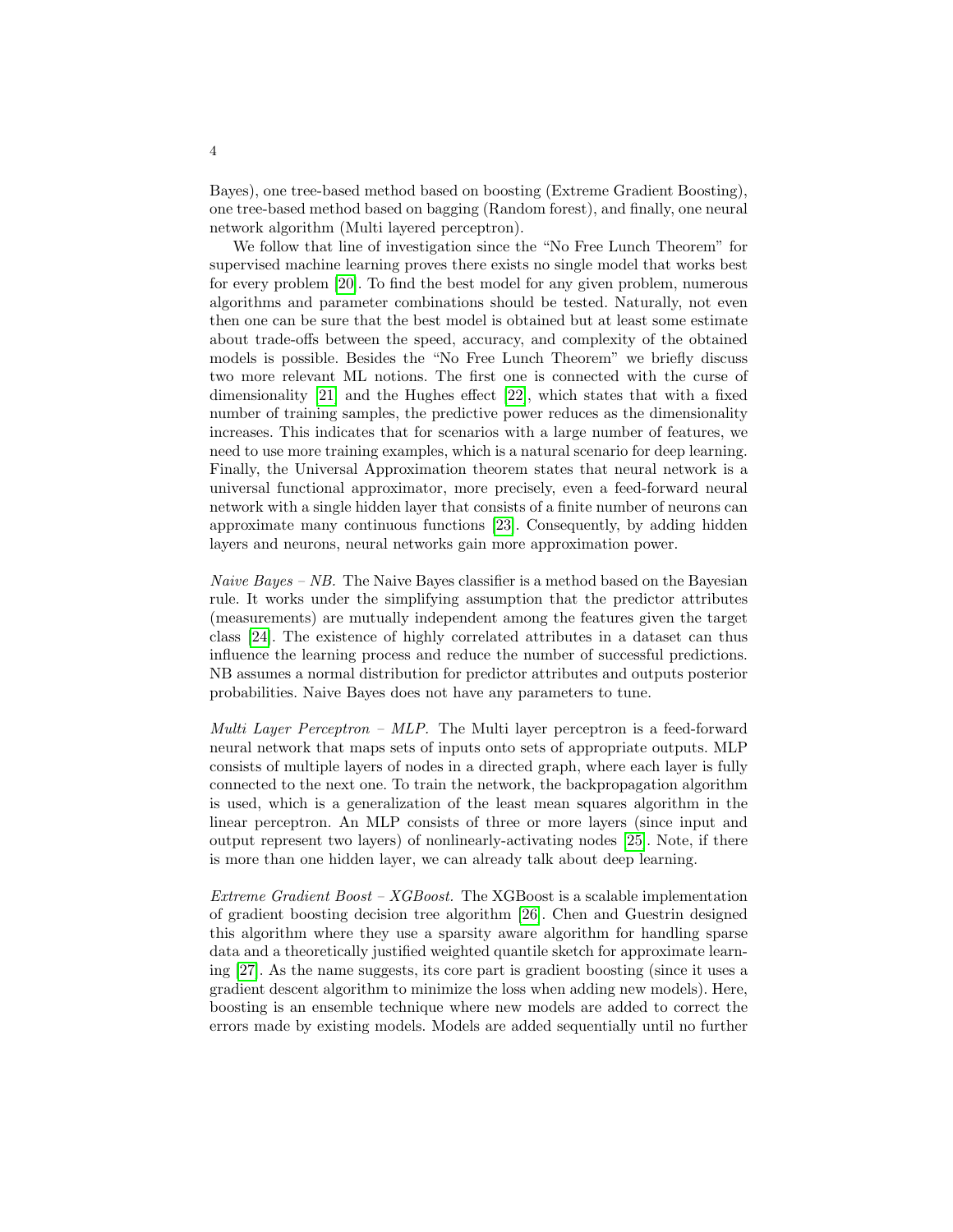Bayes), one tree-based method based on boosting (Extreme Gradient Boosting), one tree-based method based on bagging (Random forest), and finally, one neural network algorithm (Multi layered perceptron).

We follow that line of investigation since the "No Free Lunch Theorem" for supervised machine learning proves there exists no single model that works best for every problem [20]. To find the best model for any given problem, numerous algorithms and parameter combinations should be tested. Naturally, not even then one can be sure that the best model is obtained but at least some estimate about trade-offs between the speed, accuracy, and complexity of the obtained models is possible. Besides the "No Free Lunch Theorem" we briefly discuss two more relevant ML notions. The first one is connected with the curse of dimensionality [21] and the Hughes effect [22], which states that with a fixed number of training samples, the predictive power reduces as the dimensionality increases. This indicates that for scenarios with a large number of features, we need to use more training examples, which is a natural scenario for deep learning. Finally, the Universal Approximation theorem states that neural network is a universal functional approximator, more precisely, even a feed-forward neural network with a single hidden layer that consists of a finite number of neurons can approximate many continuous functions [23]. Consequently, by adding hidden layers and neurons, neural networks gain more approximation power.

*Naive Bayes – NB.* The Naive Bayes classifier is a method based on the Bayesian rule. It works under the simplifying assumption that the predictor attributes (measurements) are mutually independent among the features given the target class [24]. The existence of highly correlated attributes in a dataset can thus influence the learning process and reduce the number of successful predictions. NB assumes a normal distribution for predictor attributes and outputs posterior probabilities. Naive Bayes does not have any parameters to tune.

*Multi Layer Perceptron – MLP.* The Multi layer perceptron is a feed-forward neural network that maps sets of inputs onto sets of appropriate outputs. MLP consists of multiple layers of nodes in a directed graph, where each layer is fully connected to the next one. To train the network, the backpropagation algorithm is used, which is a generalization of the least mean squares algorithm in the linear perceptron. An MLP consists of three or more layers (since input and output represent two layers) of nonlinearly-activating nodes [25]. Note, if there is more than one hidden layer, we can already talk about deep learning.

*Extreme Gradient Boost – XGBoost.* The XGBoost is a scalable implementation of gradient boosting decision tree algorithm [26]. Chen and Guestrin designed this algorithm where they use a sparsity aware algorithm for handling sparse data and a theoretically justified weighted quantile sketch for approximate learning [27]. As the name suggests, its core part is gradient boosting (since it uses a gradient descent algorithm to minimize the loss when adding new models). Here, boosting is an ensemble technique where new models are added to correct the errors made by existing models. Models are added sequentially until no further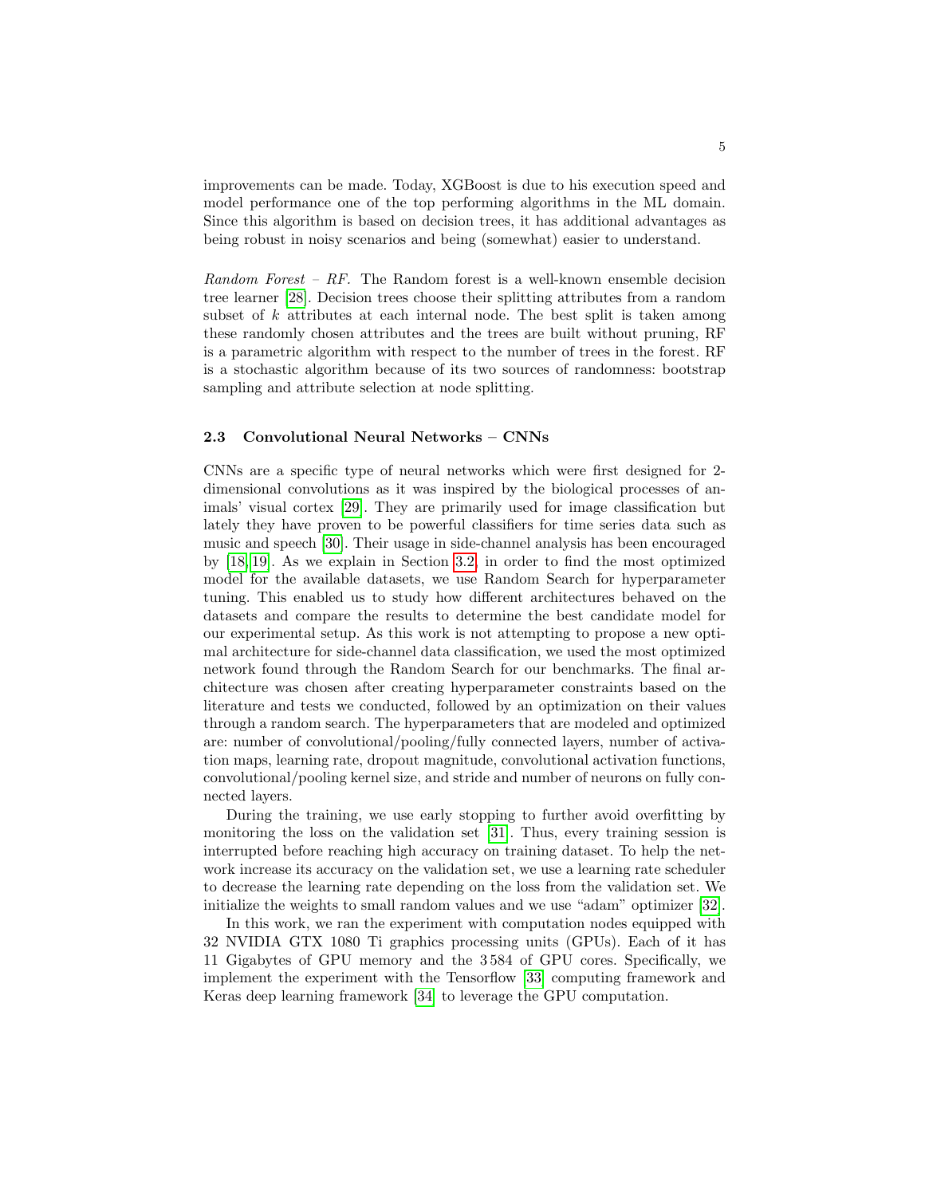improvements can be made. Today, XGBoost is due to his execution speed and model performance one of the top performing algorithms in the ML domain. Since this algorithm is based on decision trees, it has additional advantages as being robust in noisy scenarios and being (somewhat) easier to understand.

*Random Forest – RF.* The Random forest is a well-known ensemble decision tree learner [28]. Decision trees choose their splitting attributes from a random subset of $k$ attributes at each internal node. The best split is taken among these randomly chosen attributes and the trees are built without pruning, RF is a parametric algorithm with respect to the number of trees in the forest. RF is a stochastic algorithm because of its two sources of randomness: bootstrap sampling and attribute selection at node splitting.

### 2.3 Convolutional Neural Networks – CNNs

CNNs are a specific type of neural networks which were first designed for 2-dimensional convolutions as it was inspired by the biological processes of animals' visual cortex [29]. They are primarily used for image classification but lately they have proven to be powerful classifiers for time series data such as music and speech [30]. Their usage in side-channel analysis has been encouraged by [18,19]. As we explain in Section 3.2, in order to find the most optimized model for the available datasets, we use Random Search for hyperparameter tuning. This enabled us to study how different architectures behaved on the datasets and compare the results to determine the best candidate model for our experimental setup. As this work is not attempting to propose a new optimal architecture for side-channel data classification, we used the most optimized network found through the Random Search for our benchmarks. The final architecture was chosen after creating hyperparameter constraints based on the literature and tests we conducted, followed by an optimization on their values through a random search. The hyperparameters that are modeled and optimized are: number of convolutional/pooling/fully connected layers, number of activation maps, learning rate, dropout magnitude, convolutional activation functions, convolutional/pooling kernel size, and stride and number of neurons on fully connected layers.

During the training, we use early stopping to further avoid overfitting by monitoring the loss on the validation set [31]. Thus, every training session is interrupted before reaching high accuracy on training dataset. To help the network increase its accuracy on the validation set, we use a learning rate scheduler to decrease the learning rate depending on the loss from the validation set. We initialize the weights to small random values and we use "adam" optimizer [32].

In this work, we ran the experiment with computation nodes equipped with 32 NVIDIA GTX 1080 Ti graphics processing units (GPUs). Each of it has 11 Gigabytes of GPU memory and the 3 584 of GPU cores. Specifically, we implement the experiment with the Tensorflow [33] computing framework and Keras deep learning framework [34] to leverage the GPU computation.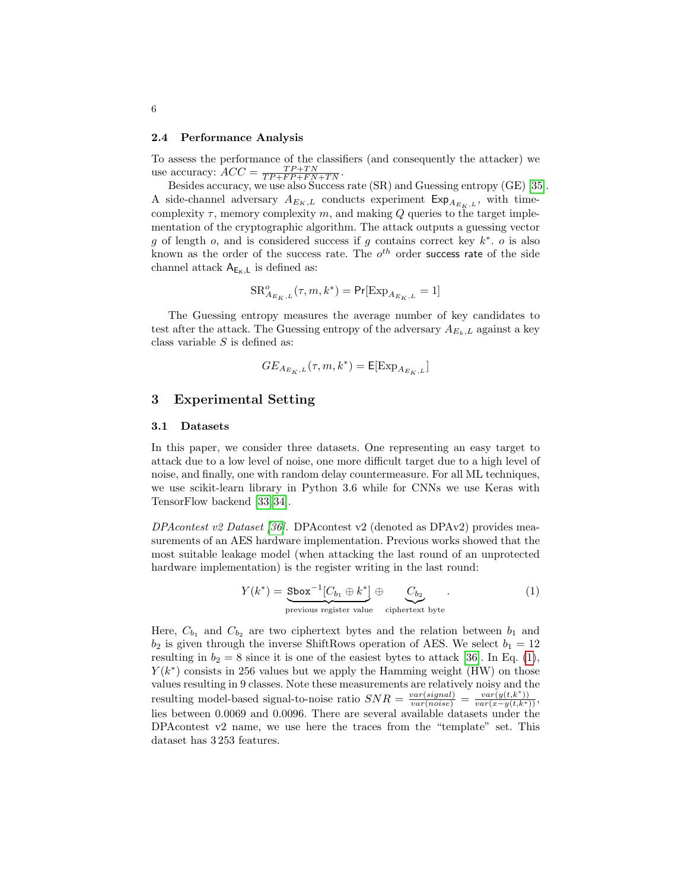### 2.4 Performance Analysis

To assess the performance of the classifiers (and consequently the attacker) we use accuracy: $ACC = \frac{TP+TN}{TP+FP+FN+TN}$.

Besides accuracy, we use also Success rate (SR) and Guessing entropy (GE) [35]. A side-channel adversary $A_{E_K,L}$ conducts experiment $\mathsf{Exp}_{A_{E_K,L}}$, with time-complexity $\tau$, memory complexity $m$, and making $Q$ queries to the target implementation of the cryptographic algorithm. The attack outputs a guessing vector $g$ of length $o$, and is considered success if $g$ contains correct key $k^*$. $o$ is also known as the order of the success rate. The $o^{th}$ order success rate of the side channel attack $\mathsf{A}_{\mathsf{E}_\mathsf{K},\mathsf{L}}$ is defined as:

$$\mathrm{SR}^o_{A_{E_K,L}}(\tau, m, k^*) = \mathsf{Pr}[\mathrm{Exp}_{A_{E_K,L}} = 1]$$

The Guessing entropy measures the average number of key candidates to test after the attack. The Guessing entropy of the adversary $A_{E_k,L}$ against a key class variable $S$ is defined as:

$$GE_{A_{E_K,L}}(\tau, m, k^*) = \mathsf{E}[\mathrm{Exp}_{A_{E_K,L}}]$$

## 3 Experimental Setting

### 3.1 Datasets

In this paper, we consider three datasets. One representing an easy target to attack due to a low level of noise, one more difficult target due to a high level of noise, and finally, one with random delay countermeasure. For all ML techniques, we use scikit-learn library in Python 3.6 while for CNNs we use Keras with TensorFlow backend [33,34].

*DPAcontest v2 Dataset [36].* DPAcontest v2 (denoted as DPAv2) provides measurements of an AES hardware implementation. Previous works showed that the most suitable leakage model (when attacking the last round of an unprotected hardware implementation) is the register writing in the last round:

$$Y(k^*) = \underbrace{\mathtt{Sbox}^{-1}[C_{b_1} \oplus k^*]}_{\text{previous register value}} \oplus \underbrace{C_{b_2}}_{\text{ciphertext byte}} . \quad (1)$$

Here, $C_{b_1}$ and $C_{b_2}$ are two ciphertext bytes and the relation between $b_1$ and $b_2$ is given through the inverse ShiftRows operation of AES. We select $b_1 = 12$ resulting in $b_2 = 8$ since it is one of the easiest bytes to attack [36]. In Eq. (1), $Y(k^*)$ consists in 256 values but we apply the Hamming weight (HW) on those values resulting in 9 classes. Note these measurements are relatively noisy and the resulting model-based signal-to-noise ratio $SNR = \frac{var(signal)}{var(noise)} = \frac{var(y(t,k^*))}{var(x-y(t,k^*))}$, lies between 0.0069 and 0.0096. There are several available datasets under the DPAcontest v2 name, we use here the traces from the "template" set. This dataset has 3 253 features.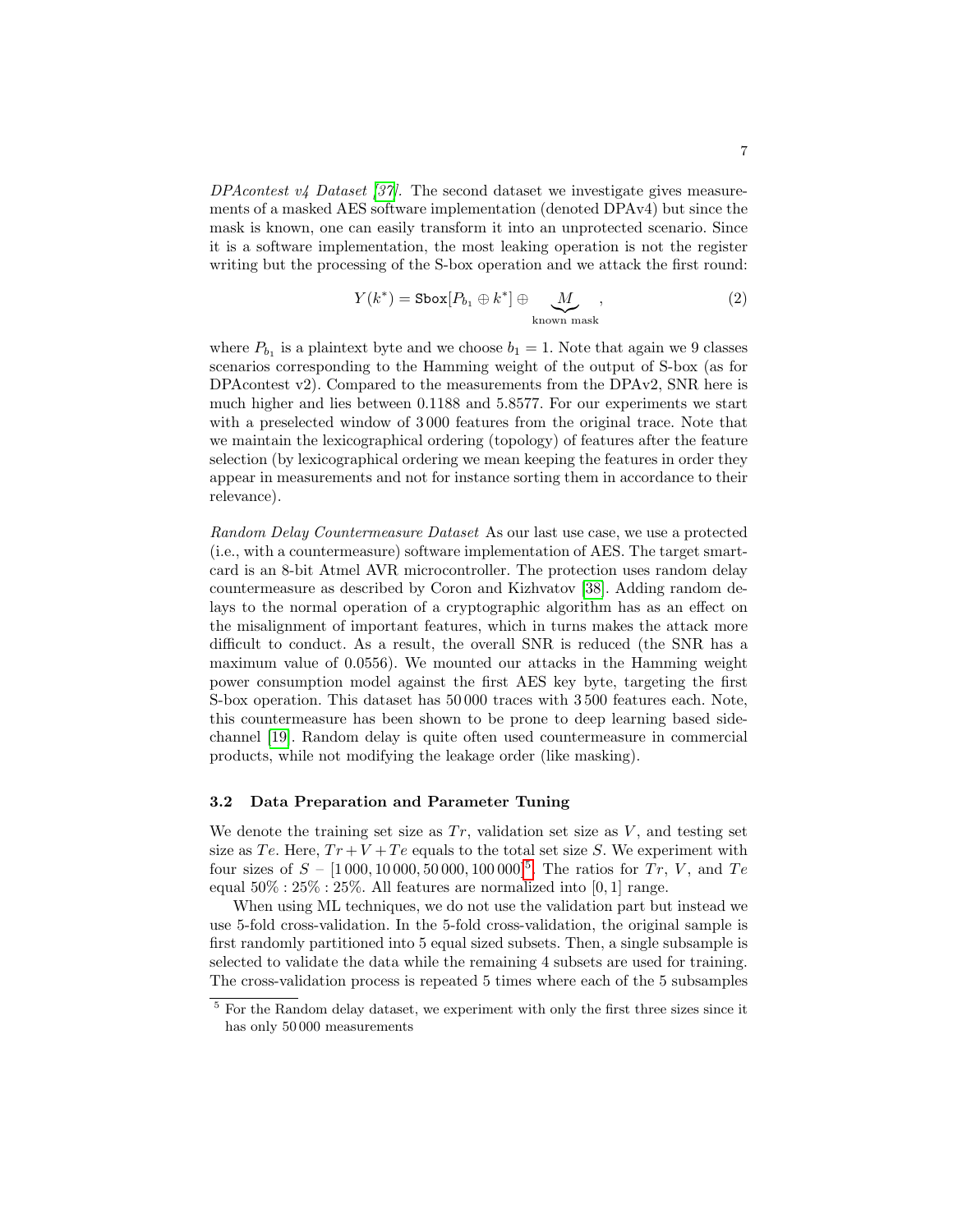*DPAcontest v4 Dataset [37].* The second dataset we investigate gives measurements of a masked AES software implementation (denoted DPAv4) but since the mask is known, one can easily transform it into an unprotected scenario. Since it is a software implementation, the most leaking operation is not the register writing but the processing of the S-box operation and we attack the first round:

$$Y(k^*) = \texttt{Sbox}[P_{b_1} \oplus k^*] \oplus \underbrace{M}_{\text{known mask}}, \tag{2}$$

where $P_{b_1}$ is a plaintext byte and we choose $b_1 = 1$. Note that again we 9 classes scenarios corresponding to the Hamming weight of the output of S-box (as for DPAcontest v2). Compared to the measurements from the DPAv2, SNR here is much higher and lies between 0.1188 and 5.8577. For our experiments we start with a preselected window of 3 000 features from the original trace. Note that we maintain the lexicographical ordering (topology) of features after the feature selection (by lexicographical ordering we mean keeping the features in order they appear in measurements and not for instance sorting them in accordance to their relevance).

*Random Delay Countermeasure Dataset* As our last use case, we use a protected (i.e., with a countermeasure) software implementation of AES. The target smartcard is an 8-bit Atmel AVR microcontroller. The protection uses random delay countermeasure as described by Coron and Kizhvatov [38]. Adding random delays to the normal operation of a cryptographic algorithm has as an effect on the misalignment of important features, which in turns makes the attack more difficult to conduct. As a result, the overall SNR is reduced (the SNR has a maximum value of 0.0556). We mounted our attacks in the Hamming weight power consumption model against the first AES key byte, targeting the first S-box operation. This dataset has 50 000 traces with 3 500 features each. Note, this countermeasure has been shown to be prone to deep learning based side-channel [19]. Random delay is quite often used countermeasure in commercial products, while not modifying the leakage order (like masking).

### 3.2 Data Preparation and Parameter Tuning

We denote the training set size as $Tr$, validation set size as $V$, and testing set size as $Te$. Here, $Tr + V + Te$ equals to the total set size $S$. We experiment with four sizes of $S$ – $[1\,000, 10\,000, 50\,000, 100\,000]$[5]. The ratios for $Tr$, $V$, and $Te$ equal $50\% : 25\% : 25\%$. All features are normalized into $[0, 1]$ range.

When using ML techniques, we do not use the validation part but instead we use 5-fold cross-validation. In the 5-fold cross-validation, the original sample is first randomly partitioned into 5 equal sized subsets. Then, a single subsample is selected to validate the data while the remaining 4 subsets are used for training. The cross-validation process is repeated 5 times where each of the 5 subsamples

[5] For the Random delay dataset, we experiment with only the first three sizes since it has only 50 000 measurements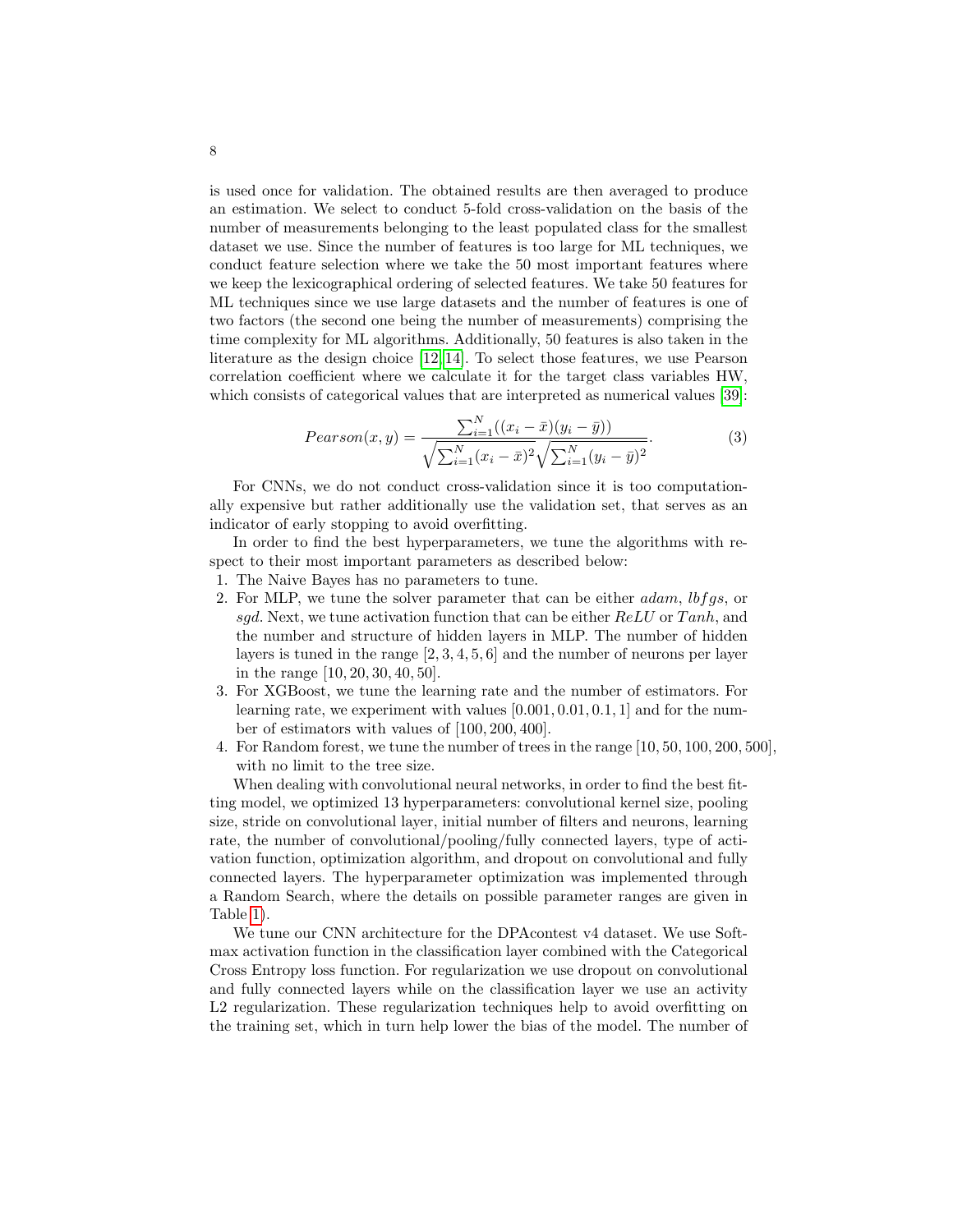is used once for validation. The obtained results are then averaged to produce an estimation. We select to conduct 5-fold cross-validation on the basis of the number of measurements belonging to the least populated class for the smallest dataset we use. Since the number of features is too large for ML techniques, we conduct feature selection where we take the 50 most important features where we keep the lexicographical ordering of selected features. We take 50 features for ML techniques since we use large datasets and the number of features is one of two factors (the second one being the number of measurements) comprising the time complexity for ML algorithms. Additionally, 50 features is also taken in the literature as the design choice [12,14]. To select those features, we use Pearson correlation coefficient where we calculate it for the target class variables HW, which consists of categorical values that are interpreted as numerical values [39]:

$$Pearson(x, y) = \frac{\sum_{i=1}^{N}((x_i - \bar{x})(y_i - \bar{y}))}{\sqrt{\sum_{i=1}^{N}(x_i - \bar{x})^2}\sqrt{\sum_{i=1}^{N}(y_i - \bar{y})^2}}. \tag{3}$$

For CNNs, we do not conduct cross-validation since it is too computationally expensive but rather additionally use the validation set, that serves as an indicator of early stopping to avoid overfitting.

In order to find the best hyperparameters, we tune the algorithms with respect to their most important parameters as described below:

1. The Naive Bayes has no parameters to tune.
2. For MLP, we tune the solver parameter that can be either *adam*, *lbfgs*, or *sgd*. Next, we tune activation function that can be either *ReLU* or *Tanh*, and the number and structure of hidden layers in MLP. The number of hidden layers is tuned in the range $[2, 3, 4, 5, 6]$ and the number of neurons per layer in the range $[10, 20, 30, 40, 50]$.
3. For XGBoost, we tune the learning rate and the number of estimators. For learning rate, we experiment with values $[0.001, 0.01, 0.1, 1]$ and for the number of estimators with values of $[100, 200, 400]$.
4. For Random forest, we tune the number of trees in the range $[10, 50, 100, 200, 500]$, with no limit to the tree size.

When dealing with convolutional neural networks, in order to find the best fitting model, we optimized 13 hyperparameters: convolutional kernel size, pooling size, stride on convolutional layer, initial number of filters and neurons, learning rate, the number of convolutional/pooling/fully connected layers, type of activation function, optimization algorithm, and dropout on convolutional and fully connected layers. The hyperparameter optimization was implemented through a Random Search, where the details on possible parameter ranges are given in Table 1).

We tune our CNN architecture for the DPAcontest v4 dataset. We use Softmax activation function in the classification layer combined with the Categorical Cross Entropy loss function. For regularization we use dropout on convolutional and fully connected layers while on the classification layer we use an activity L2 regularization. These regularization techniques help to avoid overfitting on the training set, which in turn help lower the bias of the model. The number of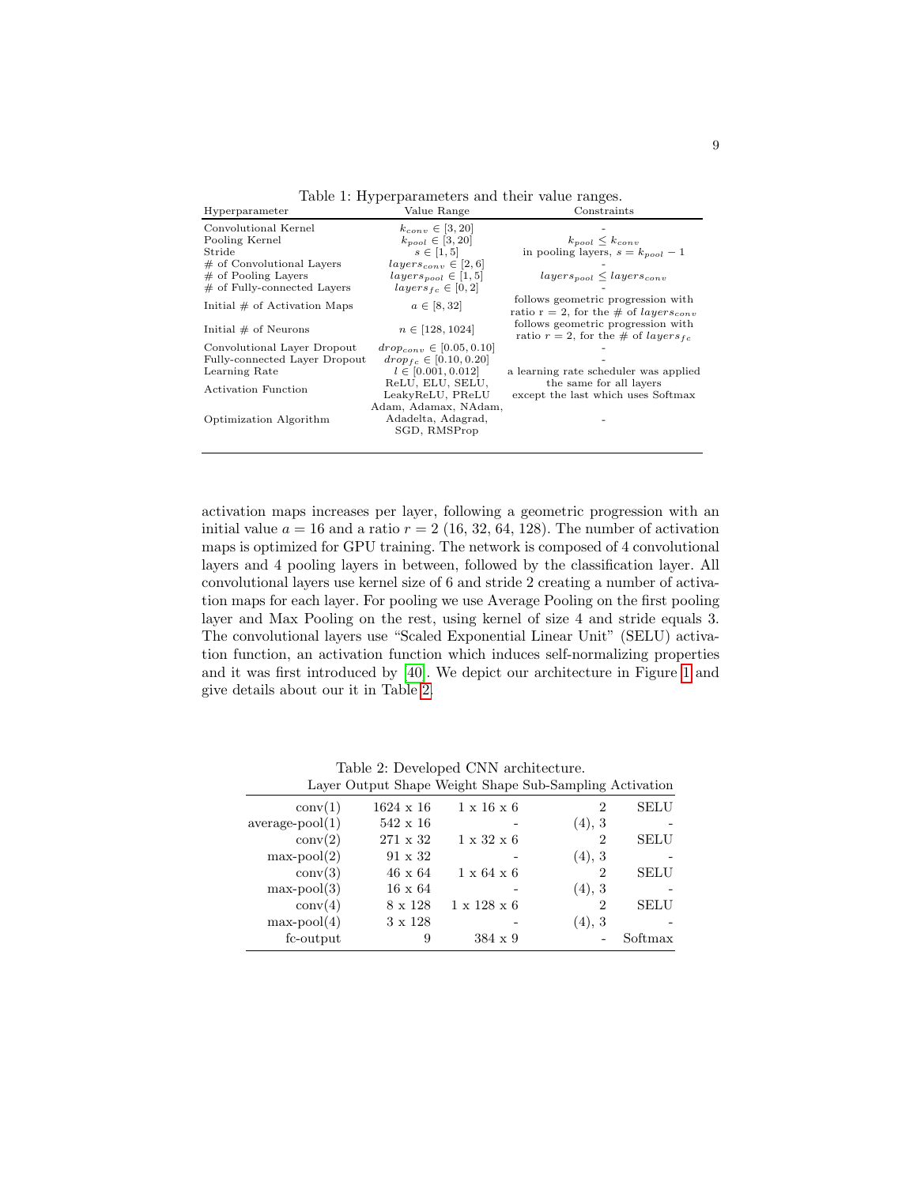Table 1: Hyperparameters and their value ranges.

| Hyperparameter | Value Range | Constraints |
|---|---|---|
| Convolutional Kernel | $k_{conv} \in [3, 20]$ | - |
| Pooling Kernel | $k_{pool} \in [3, 20]$ | $k_{pool} \leq k_{conv}$ |
| Stride | $s \in [1, 5]$ | in pooling layers, $s = k_{pool} - 1$ |
| # of Convolutional Layers | $layers_{conv} \in [2, 6]$ | - |
| # of Pooling Layers | $layers_{pool} \in [1, 5]$ | $layers_{pool} \leq layers_{conv}$ |
| # of Fully-connected Layers | $layers_{fc} \in [0, 2]$ | - |
| Initial # of Activation Maps | $a \in [8, 32]$ | follows geometric progression with ratio r = 2, for the # of $layers_{conv}$ |
| Initial # of Neurons | $n \in [128, 1024]$ | follows geometric progression with ratio $r = 2$, for the # of $layers_{fc}$ |
| Convolutional Layer Dropout | $drop_{conv} \in [0.05, 0.10]$ | - |
| Fully-connected Layer Dropout | $drop_{fc} \in [0.10, 0.20]$ | - |
| Learning Rate | $l \in [0.001, 0.012]$ | a learning rate scheduler was applied |
| Activation Function | ReLU, ELU, SELU, LeakyReLU, PReLU | the same for all layers except the last which uses Softmax |
| Optimization Algorithm | Adam, Adamax, NAdam, Adadelta, Adagrad, SGD, RMSProp | - |

activation maps increases per layer, following a geometric progression with an initial value $a = 16$ and a ratio $r = 2$ (16, 32, 64, 128). The number of activation maps is optimized for GPU training. The network is composed of 4 convolutional layers and 4 pooling layers in between, followed by the classification layer. All convolutional layers use kernel size of 6 and stride 2 creating a number of activation maps for each layer. For pooling we use Average Pooling on the first pooling layer and Max Pooling on the rest, using kernel of size 4 and stride equals 3. The convolutional layers use "Scaled Exponential Linear Unit" (SELU) activation function, an activation function which induces self-normalizing properties and it was first introduced by [40]. We depict our architecture in Figure 1 and give details about our it in Table 2.

Table 2: Developed CNN architecture.

| Layer | Output Shape | Weight Shape | Sub-Sampling | Activation |
|---|---|---|---|---|
| conv(1) | 1624 x 16 | 1 x 16 x 6 | 2 | SELU |
| average-pool(1) | 542 x 16 | - | (4), 3 | - |
| conv(2) | 271 x 32 | 1 x 32 x 6 | 2 | SELU |
| max-pool(2) | 91 x 32 | - | (4), 3 | - |
| conv(3) | 46 x 64 | 1 x 64 x 6 | 2 | SELU |
| max-pool(3) | 16 x 64 | - | (4), 3 | - |
| conv(4) | 8 x 128 | 1 x 128 x 6 | 2 | SELU |
| max-pool(4) | 3 x 128 | - | (4), 3 | - |
| fc-output | 9 | 384 x 9 | - | Softmax |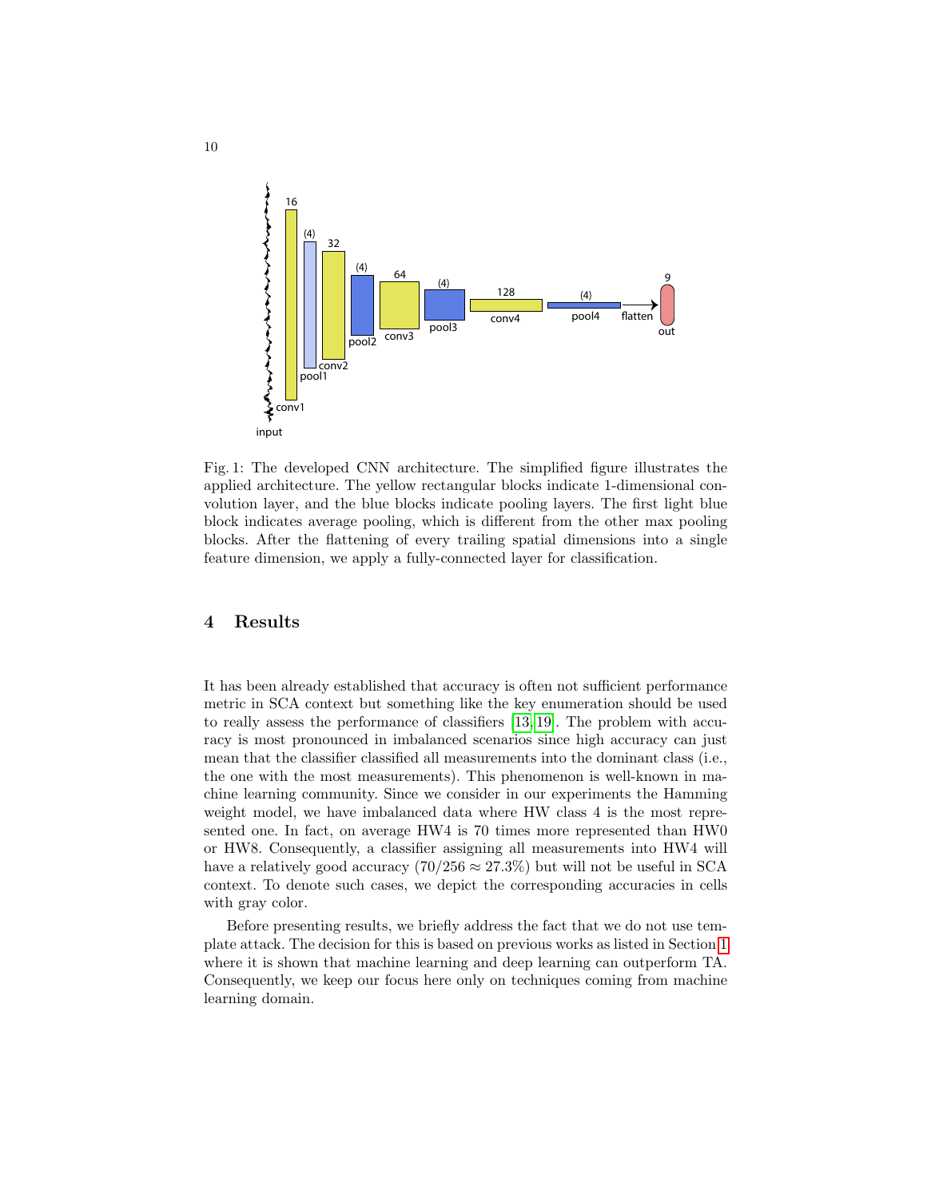Fig. 1: The developed CNN architecture. The simplified figure illustrates the applied architecture. The yellow rectangular blocks indicate 1-dimensional convolution layer, and the blue blocks indicate pooling layers. The first light blue block indicates average pooling, which is different from the other max pooling blocks. After the flattening of every trailing spatial dimensions into a single feature dimension, we apply a fully-connected layer for classification.

## 4 Results

It has been already established that accuracy is often not sufficient performance metric in SCA context but something like the key enumeration should be used to really assess the performance of classifiers [13, 19]. The problem with accuracy is most pronounced in imbalanced scenarios since high accuracy can just mean that the classifier classified all measurements into the dominant class (i.e., the one with the most measurements). This phenomenon is well-known in machine learning community. Since we consider in our experiments the Hamming weight model, we have imbalanced data where HW class 4 is the most represented one. In fact, on average HW4 is 70 times more represented than HW0 or HW8. Consequently, a classifier assigning all measurements into HW4 will have a relatively good accuracy ($70/256 \approx 27.3\%$) but will not be useful in SCA context. To denote such cases, we depict the corresponding accuracies in cells with gray color.

Before presenting results, we briefly address the fact that we do not use template attack. The decision for this is based on previous works as listed in Section 1 where it is shown that machine learning and deep learning can outperform TA. Consequently, we keep our focus here only on techniques coming from machine learning domain.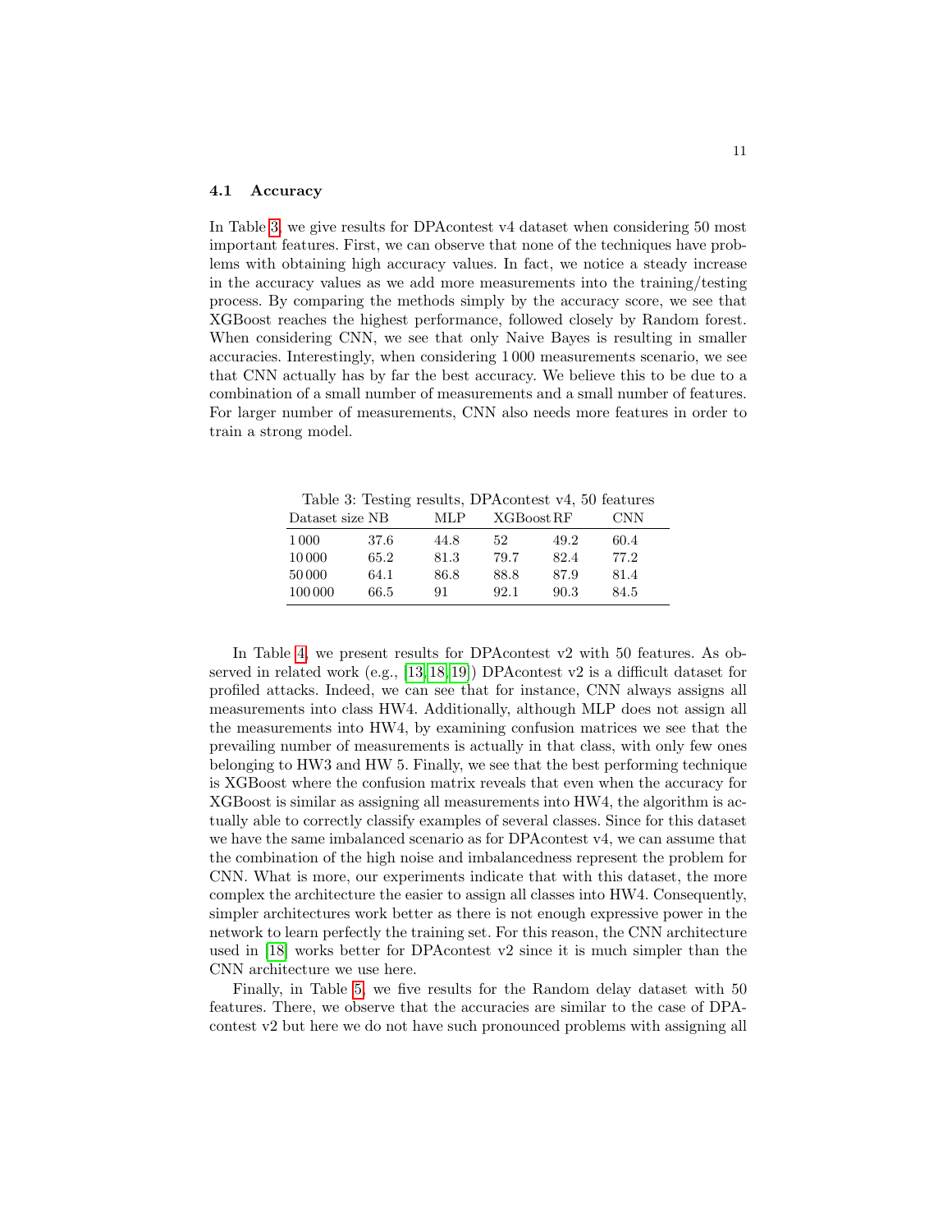### 4.1 Accuracy

In Table 3, we give results for DPAcontest v4 dataset when considering 50 most important features. First, we can observe that none of the techniques have problems with obtaining high accuracy values. In fact, we notice a steady increase in the accuracy values as we add more measurements into the training/testing process. By comparing the methods simply by the accuracy score, we see that XGBoost reaches the highest performance, followed closely by Random forest. When considering CNN, we see that only Naive Bayes is resulting in smaller accuracies. Interestingly, when considering 1 000 measurements scenario, we see that CNN actually has by far the best accuracy. We believe this to be due to a combination of a small number of measurements and a small number of features. For larger number of measurements, CNN also needs more features in order to train a strong model.

Table 3: Testing results, DPAcontest v4, 50 features

| Dataset size | NB | MLP | XGBoost | RF | CNN |
|---|---|---|---|---|---|
| 1 000 | 37.6 | 44.8 | 52 | 49.2 | 60.4 |
| 10 000 | 65.2 | 81.3 | 79.7 | 82.4 | 77.2 |
| 50 000 | 64.1 | 86.8 | 88.8 | 87.9 | 81.4 |
| 100 000 | 66.5 | 91 | 92.1 | 90.3 | 84.5 |

In Table 4, we present results for DPAcontest v2 with 50 features. As observed in related work (e.g., [13,18,19]) DPAcontest v2 is a difficult dataset for profiled attacks. Indeed, we can see that for instance, CNN always assigns all measurements into class HW4. Additionally, although MLP does not assign all the measurements into HW4, by examining confusion matrices we see that the prevailing number of measurements is actually in that class, with only few ones belonging to HW3 and HW 5. Finally, we see that the best performing technique is XGBoost where the confusion matrix reveals that even when the accuracy for XGBoost is similar as assigning all measurements into HW4, the algorithm is actually able to correctly classify examples of several classes. Since for this dataset we have the same imbalanced scenario as for DPAcontest v4, we can assume that the combination of the high noise and imbalancedness represent the problem for CNN. What is more, our experiments indicate that with this dataset, the more complex the architecture the easier to assign all classes into HW4. Consequently, simpler architectures work better as there is not enough expressive power in the network to learn perfectly the training set. For this reason, the CNN architecture used in [18] works better for DPAcontest v2 since it is much simpler than the CNN architecture we use here.

Finally, in Table 5, we five results for the Random delay dataset with 50 features. There, we observe that the accuracies are similar to the case of DPAcontest v2 but here we do not have such pronounced problems with assigning all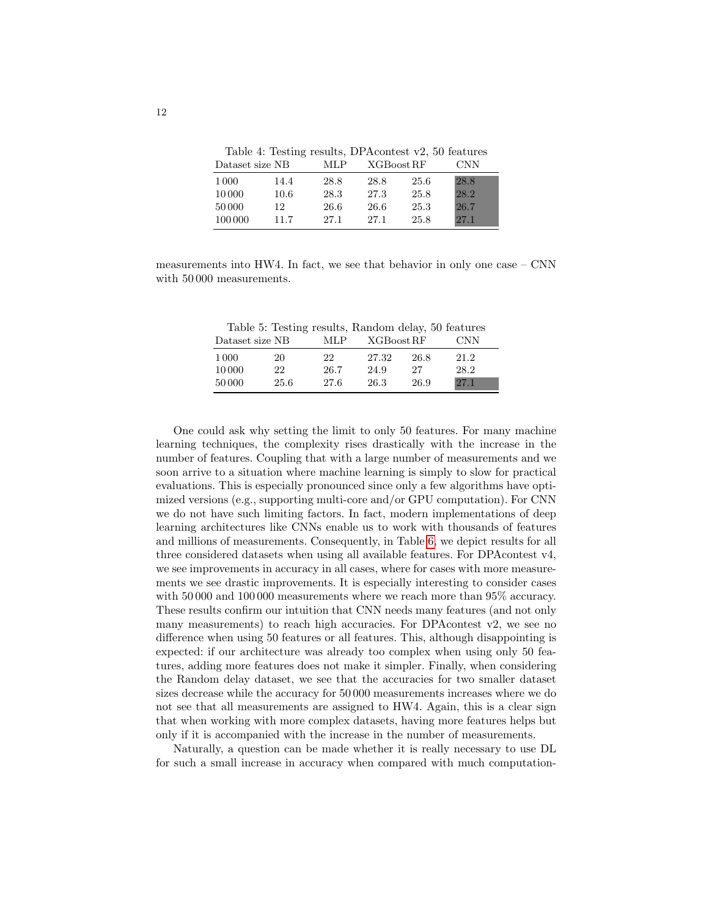Table 4: Testing results, DPAcontest v2, 50 features

| Dataset size | NB | MLP | XGBoost | RF | CNN |
|---|---|---|---|---|---|
| 1 000 | 14.4 | 28.8 | 28.8 | 25.6 | 28.8 |
| 10 000 | 10.6 | 28.3 | 27.3 | 25.8 | 28.2 |
| 50 000 | 12 | 26.6 | 26.6 | 25.3 | 26.7 |
| 100 000 | 11.7 | 27.1 | 27.1 | 25.8 | 27.1 |

measurements into HW4. In fact, we see that behavior in only one case – CNN with 50 000 measurements.

Table 5: Testing results, Random delay, 50 features

| Dataset size | NB | MLP | XGBoost | RF | CNN |
|---|---|---|---|---|---|
| 1 000 | 20 | 22 | 27.32 | 26.8 | 21.2 |
| 10 000 | 22 | 26.7 | 24.9 | 27 | 28.2 |
| 50 000 | 25.6 | 27.6 | 26.3 | 26.9 | 27.1 |

One could ask why setting the limit to only 50 features. For many machine learning techniques, the complexity rises drastically with the increase in the number of features. Coupling that with a large number of measurements and we soon arrive to a situation where machine learning is simply to slow for practical evaluations. This is especially pronounced since only a few algorithms have optimized versions (e.g., supporting multi-core and/or GPU computation). For CNN we do not have such limiting factors. In fact, modern implementations of deep learning architectures like CNNs enable us to work with thousands of features and millions of measurements. Consequently, in Table 6, we depict results for all three considered datasets when using all available features. For DPAcontest v4, we see improvements in accuracy in all cases, where for cases with more measurements we see drastic improvements. It is especially interesting to consider cases with 50 000 and 100 000 measurements where we reach more than 95% accuracy. These results confirm our intuition that CNN needs many features (and not only many measurements) to reach high accuracies. For DPAcontest v2, we see no difference when using 50 features or all features. This, although disappointing is expected: if our architecture was already too complex when using only 50 features, adding more features does not make it simpler. Finally, when considering the Random delay dataset, we see that the accuracies for two smaller dataset sizes decrease while the accuracy for 50 000 measurements increases where we do not see that all measurements are assigned to HW4. Again, this is a clear sign that when working with more complex datasets, having more features helps but only if it is accompanied with the increase in the number of measurements.

Naturally, a question can be made whether it is really necessary to use DL for such a small increase in accuracy when compared with much computation-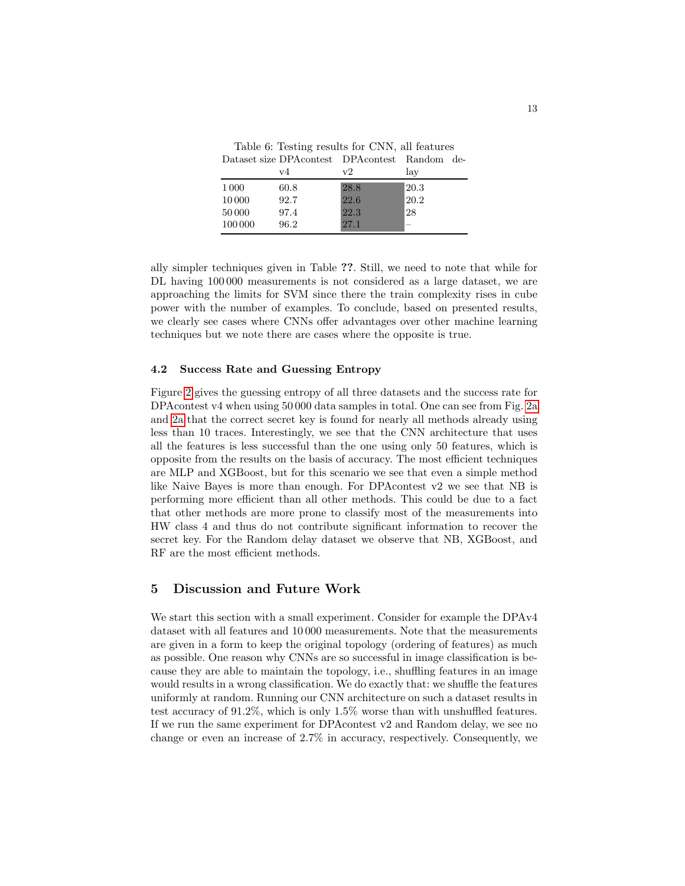Table 6: Testing results for CNN, all features

| Dataset size | DPAcontest v4 | DPAcontest v2 | Random delay |
|---|---|---|---|
| 1 000 | 60.8 | 28.8 | 20.3 |
| 10 000 | 92.7 | 22.6 | 20.2 |
| 50 000 | 97.4 | 22.3 | 28 |
| 100 000 | 96.2 | 27.1 | – |

ally simpler techniques given in Table **??**. Still, we need to note that while for DL having 100 000 measurements is not considered as a large dataset, we are approaching the limits for SVM since there the train complexity rises in cube power with the number of examples. To conclude, based on presented results, we clearly see cases where CNNs offer advantages over other machine learning techniques but we note there are cases where the opposite is true.

### 4.2 Success Rate and Guessing Entropy

Figure 2 gives the guessing entropy of all three datasets and the success rate for DPAcontest v4 when using 50 000 data samples in total. One can see from Fig. 2a and 2a that the correct secret key is found for nearly all methods already using less than 10 traces. Interestingly, we see that the CNN architecture that uses all the features is less successful than the one using only 50 features, which is opposite from the results on the basis of accuracy. The most efficient techniques are MLP and XGBoost, but for this scenario we see that even a simple method like Naive Bayes is more than enough. For DPAcontest v2 we see that NB is performing more efficient than all other methods. This could be due to a fact that other methods are more prone to classify most of the measurements into HW class 4 and thus do not contribute significant information to recover the secret key. For the Random delay dataset we observe that NB, XGBoost, and RF are the most efficient methods.

## 5 Discussion and Future Work

We start this section with a small experiment. Consider for example the DPAv4 dataset with all features and 10 000 measurements. Note that the measurements are given in a form to keep the original topology (ordering of features) as much as possible. One reason why CNNs are so successful in image classification is because they are able to maintain the topology, i.e., shuffling features in an image would results in a wrong classification. We do exactly that: we shuffle the features uniformly at random. Running our CNN architecture on such a dataset results in test accuracy of 91.2%, which is only 1.5% worse than with unshuffled features. If we run the same experiment for DPAcontest v2 and Random delay, we see no change or even an increase of 2.7% in accuracy, respectively. Consequently, we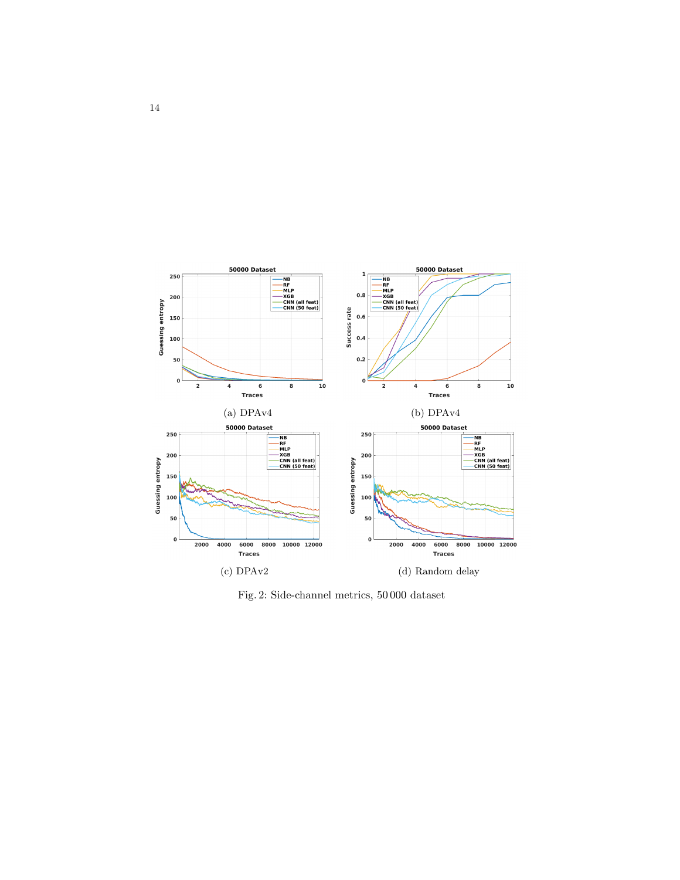(a) DPAv4

(b) DPAv4

(c) DPAv2

(d) Random delay

Fig. 2: Side-channel metrics, 50 000 dataset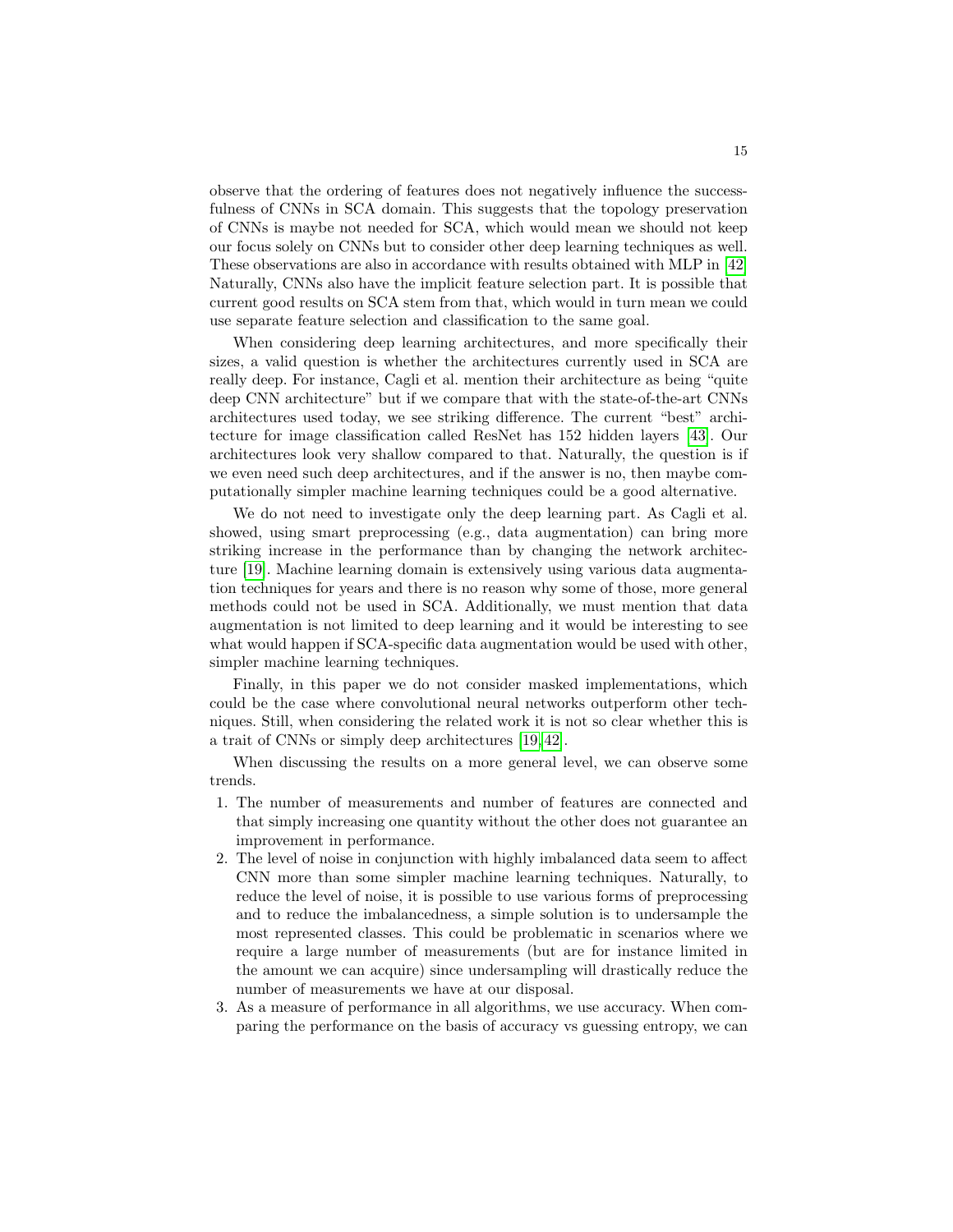observe that the ordering of features does not negatively influence the successfulness of CNNs in SCA domain. This suggests that the topology preservation of CNNs is maybe not needed for SCA, which would mean we should not keep our focus solely on CNNs but to consider other deep learning techniques as well. These observations are also in accordance with results obtained with MLP in [42]. Naturally, CNNs also have the implicit feature selection part. It is possible that current good results on SCA stem from that, which would in turn mean we could use separate feature selection and classification to the same goal.

When considering deep learning architectures, and more specifically their sizes, a valid question is whether the architectures currently used in SCA are really deep. For instance, Cagli et al. mention their architecture as being "quite deep CNN architecture" but if we compare that with the state-of-the-art CNNs architectures used today, we see striking difference. The current "best" architecture for image classification called ResNet has 152 hidden layers [43]. Our architectures look very shallow compared to that. Naturally, the question is if we even need such deep architectures, and if the answer is no, then maybe computationally simpler machine learning techniques could be a good alternative.

We do not need to investigate only the deep learning part. As Cagli et al. showed, using smart preprocessing (e.g., data augmentation) can bring more striking increase in the performance than by changing the network architecture [19]. Machine learning domain is extensively using various data augmentation techniques for years and there is no reason why some of those, more general methods could not be used in SCA. Additionally, we must mention that data augmentation is not limited to deep learning and it would be interesting to see what would happen if SCA-specific data augmentation would be used with other, simpler machine learning techniques.

Finally, in this paper we do not consider masked implementations, which could be the case where convolutional neural networks outperform other techniques. Still, when considering the related work it is not so clear whether this is a trait of CNNs or simply deep architectures [19,42].

When discussing the results on a more general level, we can observe some trends.

1. The number of measurements and number of features are connected and that simply increasing one quantity without the other does not guarantee an improvement in performance.
2. The level of noise in conjunction with highly imbalanced data seem to affect CNN more than some simpler machine learning techniques. Naturally, to reduce the level of noise, it is possible to use various forms of preprocessing and to reduce the imbalancedness, a simple solution is to undersample the most represented classes. This could be problematic in scenarios where we require a large number of measurements (but are for instance limited in the amount we can acquire) since undersampling will drastically reduce the number of measurements we have at our disposal.
3. As a measure of performance in all algorithms, we use accuracy. When comparing the performance on the basis of accuracy vs guessing entropy, we can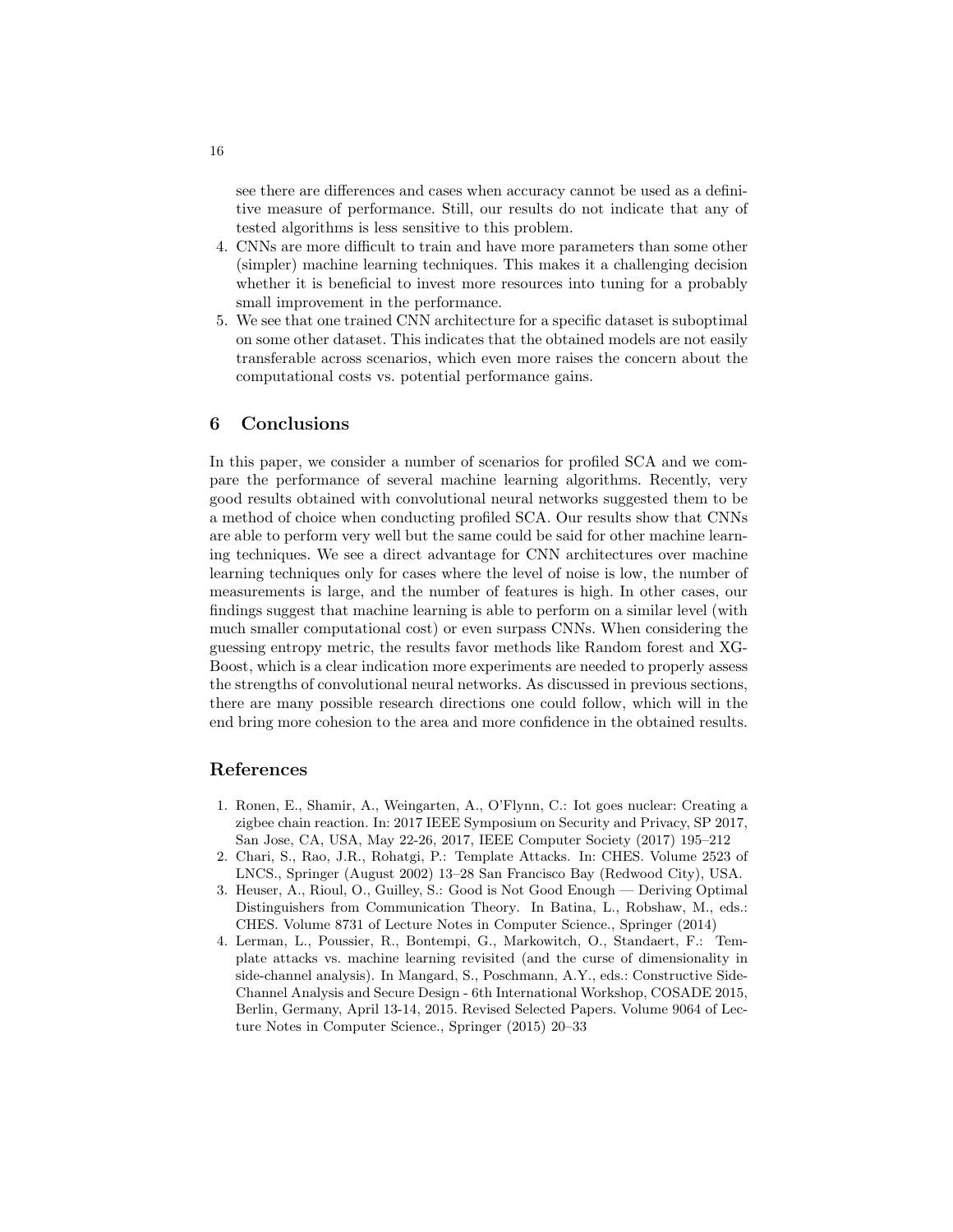see there are differences and cases when accuracy cannot be used as a definitive measure of performance. Still, our results do not indicate that any of tested algorithms is less sensitive to this problem.

4. CNNs are more difficult to train and have more parameters than some other (simpler) machine learning techniques. This makes it a challenging decision whether it is beneficial to invest more resources into tuning for a probably small improvement in the performance.
5. We see that one trained CNN architecture for a specific dataset is suboptimal on some other dataset. This indicates that the obtained models are not easily transferable across scenarios, which even more raises the concern about the computational costs vs. potential performance gains.

## 6 Conclusions

In this paper, we consider a number of scenarios for profiled SCA and we compare the performance of several machine learning algorithms. Recently, very good results obtained with convolutional neural networks suggested them to be a method of choice when conducting profiled SCA. Our results show that CNNs are able to perform very well but the same could be said for other machine learning techniques. We see a direct advantage for CNN architectures over machine learning techniques only for cases where the level of noise is low, the number of measurements is large, and the number of features is high. In other cases, our findings suggest that machine learning is able to perform on a similar level (with much smaller computational cost) or even surpass CNNs. When considering the guessing entropy metric, the results favor methods like Random forest and XGBoost, which is a clear indication more experiments are needed to properly assess the strengths of convolutional neural networks. As discussed in previous sections, there are many possible research directions one could follow, which will in the end bring more cohesion to the area and more confidence in the obtained results.

## References

1. Ronen, E., Shamir, A., Weingarten, A., O'Flynn, C.: Iot goes nuclear: Creating a zigbee chain reaction. In: 2017 IEEE Symposium on Security and Privacy, SP 2017, San Jose, CA, USA, May 22-26, 2017, IEEE Computer Society (2017) 195–212
2. Chari, S., Rao, J.R., Rohatgi, P.: Template Attacks. In: CHES. Volume 2523 of LNCS., Springer (August 2002) 13–28 San Francisco Bay (Redwood City), USA.
3. Heuser, A., Rioul, O., Guilley, S.: Good is Not Good Enough — Deriving Optimal Distinguishers from Communication Theory. In Batina, L., Robshaw, M., eds.: CHES. Volume 8731 of Lecture Notes in Computer Science., Springer (2014)
4. Lerman, L., Poussier, R., Bontempi, G., Markowitch, O., Standaert, F.: Template attacks vs. machine learning revisited (and the curse of dimensionality in side-channel analysis). In Mangard, S., Poschmann, A.Y., eds.: Constructive Side-Channel Analysis and Secure Design - 6th International Workshop, COSADE 2015, Berlin, Germany, April 13-14, 2015. Revised Selected Papers. Volume 9064 of Lecture Notes in Computer Science., Springer (2015) 20–33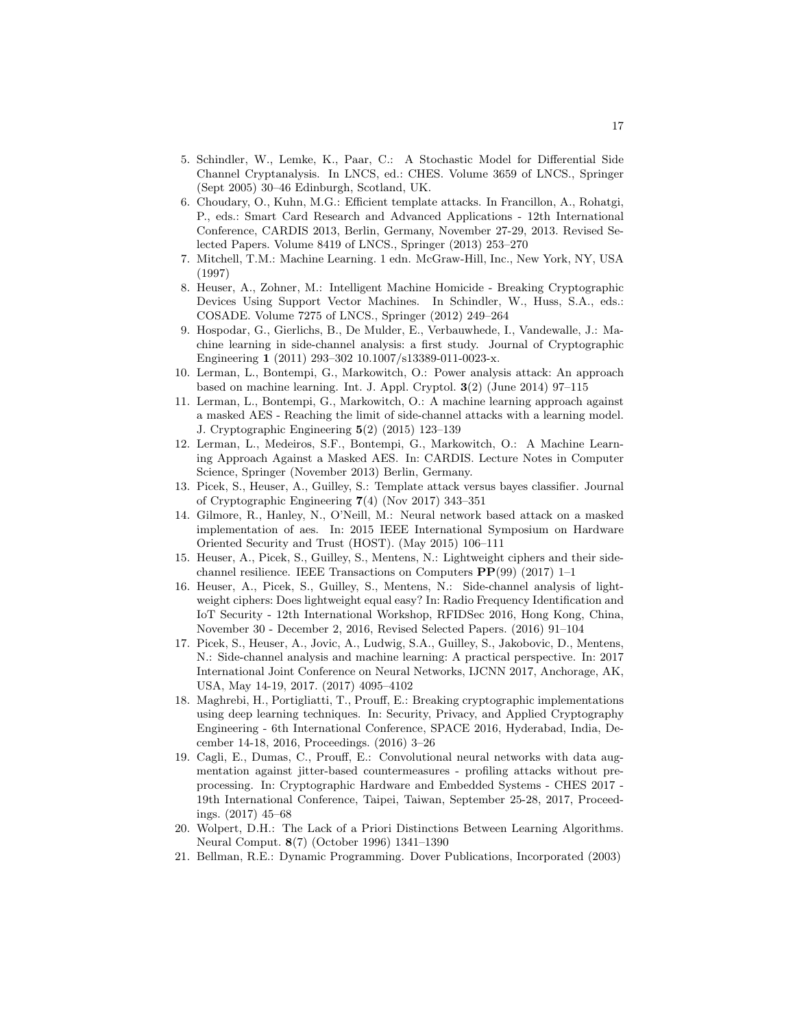5. Schindler, W., Lemke, K., Paar, C.: A Stochastic Model for Differential Side Channel Cryptanalysis. In LNCS, ed.: CHES. Volume 3659 of LNCS., Springer (Sept 2005) 30–46 Edinburgh, Scotland, UK.
6. Choudary, O., Kuhn, M.G.: Efficient template attacks. In Francillon, A., Rohatgi, P., eds.: Smart Card Research and Advanced Applications - 12th International Conference, CARDIS 2013, Berlin, Germany, November 27-29, 2013. Revised Selected Papers. Volume 8419 of LNCS., Springer (2013) 253–270
7. Mitchell, T.M.: Machine Learning. 1 edn. McGraw-Hill, Inc., New York, NY, USA (1997)
8. Heuser, A., Zohner, M.: Intelligent Machine Homicide - Breaking Cryptographic Devices Using Support Vector Machines. In Schindler, W., Huss, S.A., eds.: COSADE. Volume 7275 of LNCS., Springer (2012) 249–264
9. Hospodar, G., Gierlichs, B., De Mulder, E., Verbauwhede, I., Vandewalle, J.: Machine learning in side-channel analysis: a first study. Journal of Cryptographic Engineering **1** (2011) 293–302 10.1007/s13389-011-0023-x.
10. Lerman, L., Bontempi, G., Markowitch, O.: Power analysis attack: An approach based on machine learning. Int. J. Appl. Cryptol. **3**(2) (June 2014) 97–115
11. Lerman, L., Bontempi, G., Markowitch, O.: A machine learning approach against a masked AES - Reaching the limit of side-channel attacks with a learning model. J. Cryptographic Engineering **5**(2) (2015) 123–139
12. Lerman, L., Medeiros, S.F., Bontempi, G., Markowitch, O.: A Machine Learning Approach Against a Masked AES. In: CARDIS. Lecture Notes in Computer Science, Springer (November 2013) Berlin, Germany.
13. Picek, S., Heuser, A., Guilley, S.: Template attack versus bayes classifier. Journal of Cryptographic Engineering **7**(4) (Nov 2017) 343–351
14. Gilmore, R., Hanley, N., O'Neill, M.: Neural network based attack on a masked implementation of aes. In: 2015 IEEE International Symposium on Hardware Oriented Security and Trust (HOST). (May 2015) 106–111
15. Heuser, A., Picek, S., Guilley, S., Mentens, N.: Lightweight ciphers and their side-channel resilience. IEEE Transactions on Computers **PP**(99) (2017) 1–1
16. Heuser, A., Picek, S., Guilley, S., Mentens, N.: Side-channel analysis of lightweight ciphers: Does lightweight equal easy? In: Radio Frequency Identification and IoT Security - 12th International Workshop, RFIDSec 2016, Hong Kong, China, November 30 - December 2, 2016, Revised Selected Papers. (2016) 91–104
17. Picek, S., Heuser, A., Jovic, A., Ludwig, S.A., Guilley, S., Jakobovic, D., Mentens, N.: Side-channel analysis and machine learning: A practical perspective. In: 2017 International Joint Conference on Neural Networks, IJCNN 2017, Anchorage, AK, USA, May 14-19, 2017. (2017) 4095–4102
18. Maghrebi, H., Portigliatti, T., Prouff, E.: Breaking cryptographic implementations using deep learning techniques. In: Security, Privacy, and Applied Cryptography Engineering - 6th International Conference, SPACE 2016, Hyderabad, India, December 14-18, 2016, Proceedings. (2016) 3–26
19. Cagli, E., Dumas, C., Prouff, E.: Convolutional neural networks with data augmentation against jitter-based countermeasures - profiling attacks without preprocessing. In: Cryptographic Hardware and Embedded Systems - CHES 2017 - 19th International Conference, Taipei, Taiwan, September 25-28, 2017, Proceedings. (2017) 45–68
20. Wolpert, D.H.: The Lack of a Priori Distinctions Between Learning Algorithms. Neural Comput. **8**(7) (October 1996) 1341–1390
21. Bellman, R.E.: Dynamic Programming. Dover Publications, Incorporated (2003)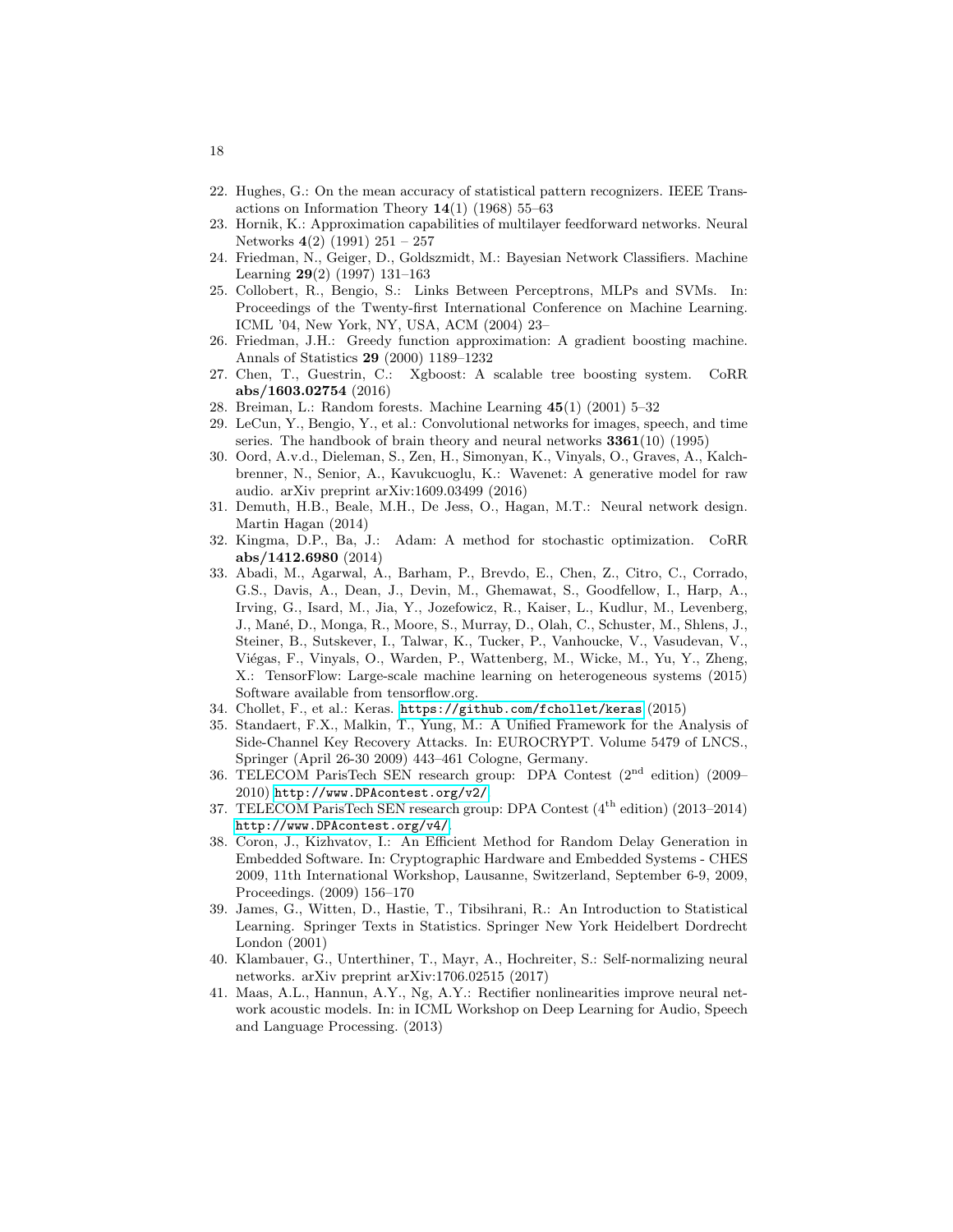22. Hughes, G.: On the mean accuracy of statistical pattern recognizers. IEEE Transactions on Information Theory **14**(1) (1968) 55–63
23. Hornik, K.: Approximation capabilities of multilayer feedforward networks. Neural Networks **4**(2) (1991) 251 – 257
24. Friedman, N., Geiger, D., Goldszmidt, M.: Bayesian Network Classifiers. Machine Learning **29**(2) (1997) 131–163
25. Collobert, R., Bengio, S.: Links Between Perceptrons, MLPs and SVMs. In: Proceedings of the Twenty-first International Conference on Machine Learning. ICML '04, New York, NY, USA, ACM (2004) 23–
26. Friedman, J.H.: Greedy function approximation: A gradient boosting machine. Annals of Statistics **29** (2000) 1189–1232
27. Chen, T., Guestrin, C.: Xgboost: A scalable tree boosting system. CoRR **abs/1603.02754** (2016)
28. Breiman, L.: Random forests. Machine Learning **45**(1) (2001) 5–32
29. LeCun, Y., Bengio, Y., et al.: Convolutional networks for images, speech, and time series. The handbook of brain theory and neural networks **3361**(10) (1995)
30. Oord, A.v.d., Dieleman, S., Zen, H., Simonyan, K., Vinyals, O., Graves, A., Kalchbrenner, N., Senior, A., Kavukcuoglu, K.: Wavenet: A generative model for raw audio. arXiv preprint arXiv:1609.03499 (2016)
31. Demuth, H.B., Beale, M.H., De Jess, O., Hagan, M.T.: Neural network design. Martin Hagan (2014)
32. Kingma, D.P., Ba, J.: Adam: A method for stochastic optimization. CoRR **abs/1412.6980** (2014)
33. Abadi, M., Agarwal, A., Barham, P., Brevdo, E., Chen, Z., Citro, C., Corrado, G.S., Davis, A., Dean, J., Devin, M., Ghemawat, S., Goodfellow, I., Harp, A., Irving, G., Isard, M., Jia, Y., Jozefowicz, R., Kaiser, L., Kudlur, M., Levenberg, J., Mané, D., Monga, R., Moore, S., Murray, D., Olah, C., Schuster, M., Shlens, J., Steiner, B., Sutskever, I., Talwar, K., Tucker, P., Vanhoucke, V., Vasudevan, V., Viégas, F., Vinyals, O., Warden, P., Wattenberg, M., Wicke, M., Yu, Y., Zheng, X.: TensorFlow: Large-scale machine learning on heterogeneous systems (2015) Software available from tensorflow.org.
34. Chollet, F., et al.: Keras. `https://github.com/fchollet/keras` (2015)
35. Standaert, F.X., Malkin, T., Yung, M.: A Unified Framework for the Analysis of Side-Channel Key Recovery Attacks. In: EUROCRYPT. Volume 5479 of LNCS., Springer (April 26-30 2009) 443–461 Cologne, Germany.
36. TELECOM ParisTech SEN research group: DPA Contest (2nd edition) (2009–2010) `http://www.DPAcontest.org/v2/`
37. TELECOM ParisTech SEN research group: DPA Contest (4th edition) (2013–2014) `http://www.DPAcontest.org/v4/`.
38. Coron, J., Kizhvatov, I.: An Efficient Method for Random Delay Generation in Embedded Software. In: Cryptographic Hardware and Embedded Systems - CHES 2009, 11th International Workshop, Lausanne, Switzerland, September 6-9, 2009, Proceedings. (2009) 156–170
39. James, G., Witten, D., Hastie, T., Tibsihrani, R.: An Introduction to Statistical Learning. Springer Texts in Statistics. Springer New York Heidelbert Dordrecht London (2001)
40. Klambauer, G., Unterthiner, T., Mayr, A., Hochreiter, S.: Self-normalizing neural networks. arXiv preprint arXiv:1706.02515 (2017)
41. Maas, A.L., Hannun, A.Y., Ng, A.Y.: Rectifier nonlinearities improve neural network acoustic models. In: in ICML Workshop on Deep Learning for Audio, Speech and Language Processing. (2013)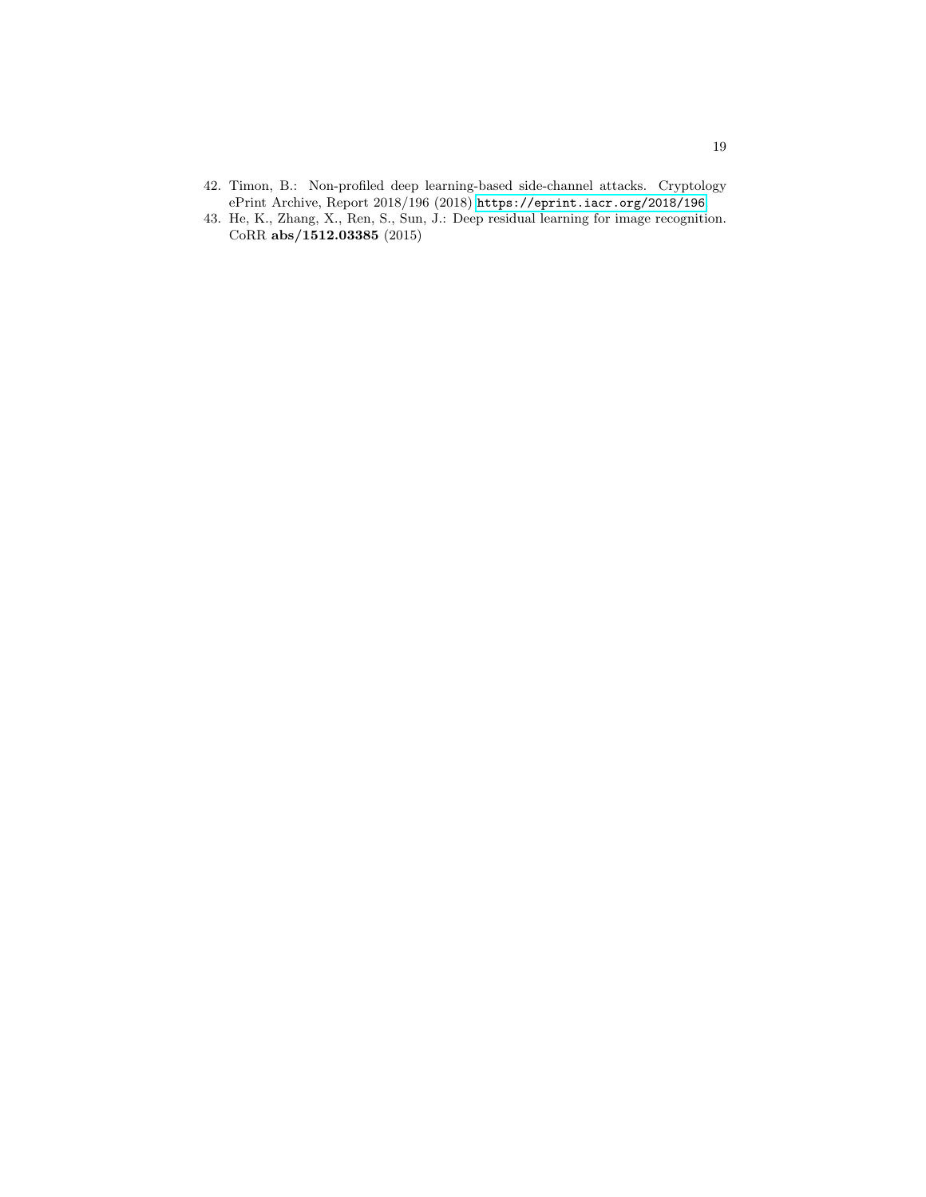42. Timon, B.: Non-profiled deep learning-based side-channel attacks. Cryptology ePrint Archive, Report 2018/196 (2018) https://eprint.iacr.org/2018/196
43. He, K., Zhang, X., Ren, S., Sun, J.: Deep residual learning for image recognition. CoRR **abs/1512.03385** (2015)